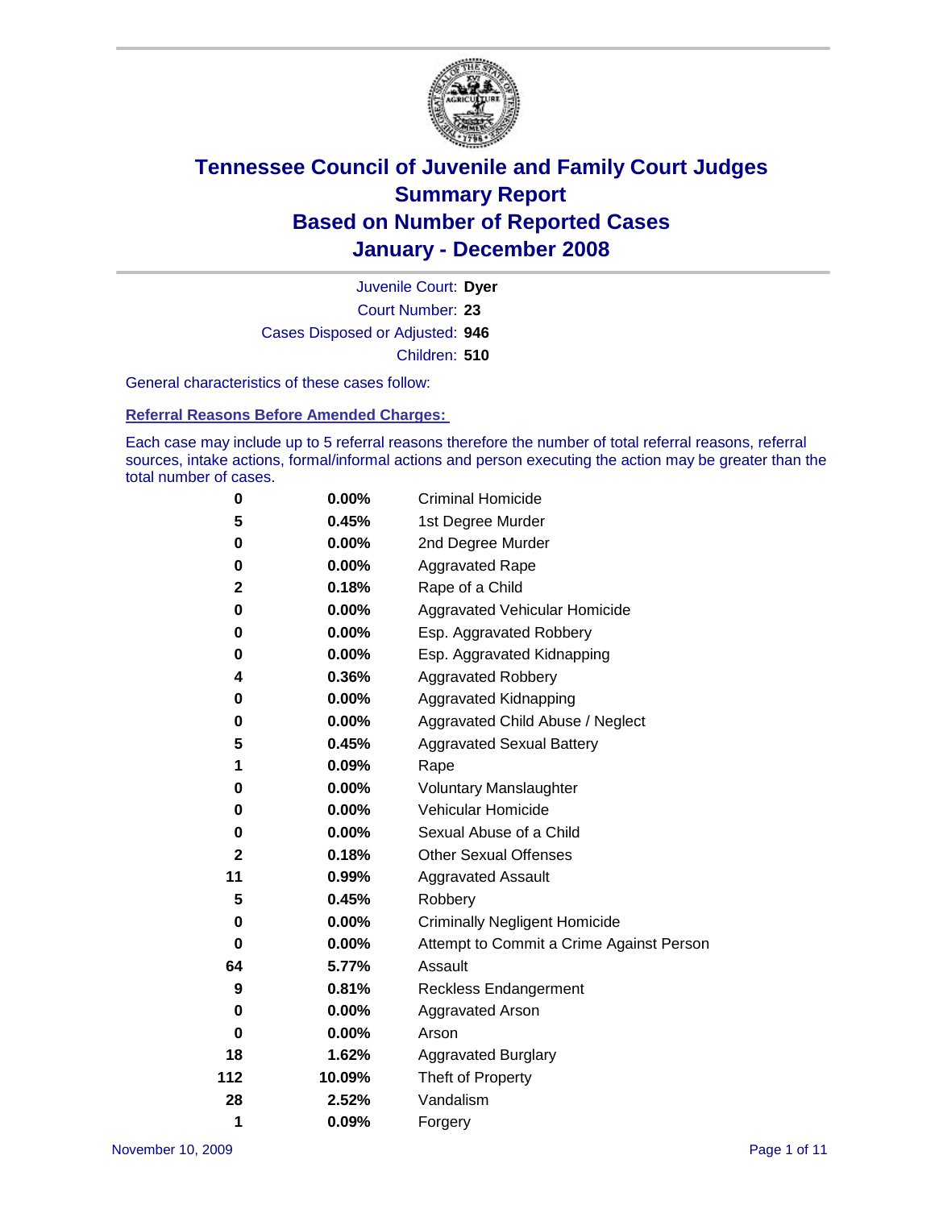# Tennessee Council of Juvenile and Family Court Judges
## Summary Report
## Based on Number of Reported Cases
## January - December 2008

Juvenile Court: **Dyer**
Court Number: **23**
Cases Disposed or Adjusted: **946**
Children: **510**

General characteristics of these cases follow:

**Referral Reasons Before Amended Charges:**

Each case may include up to 5 referral reasons therefore the number of total referral reasons, referral sources, intake actions, formal/informal actions and person executing the action may be greater than the total number of cases.

| Count | Percent | Referral Reason |
|---|---|---|
| 0 | 0.00% | Criminal Homicide |
| 5 | 0.45% | 1st Degree Murder |
| 0 | 0.00% | 2nd Degree Murder |
| 0 | 0.00% | Aggravated Rape |
| 2 | 0.18% | Rape of a Child |
| 0 | 0.00% | Aggravated Vehicular Homicide |
| 0 | 0.00% | Esp. Aggravated Robbery |
| 0 | 0.00% | Esp. Aggravated Kidnapping |
| 4 | 0.36% | Aggravated Robbery |
| 0 | 0.00% | Aggravated Kidnapping |
| 0 | 0.00% | Aggravated Child Abuse / Neglect |
| 5 | 0.45% | Aggravated Sexual Battery |
| 1 | 0.09% | Rape |
| 0 | 0.00% | Voluntary Manslaughter |
| 0 | 0.00% | Vehicular Homicide |
| 0 | 0.00% | Sexual Abuse of a Child |
| 2 | 0.18% | Other Sexual Offenses |
| 11 | 0.99% | Aggravated Assault |
| 5 | 0.45% | Robbery |
| 0 | 0.00% | Criminally Negligent Homicide |
| 0 | 0.00% | Attempt to Commit a Crime Against Person |
| 64 | 5.77% | Assault |
| 9 | 0.81% | Reckless Endangerment |
| 0 | 0.00% | Aggravated Arson |
| 0 | 0.00% | Arson |
| 18 | 1.62% | Aggravated Burglary |
| 112 | 10.09% | Theft of Property |
| 28 | 2.52% | Vandalism |
| 1 | 0.09% | Forgery |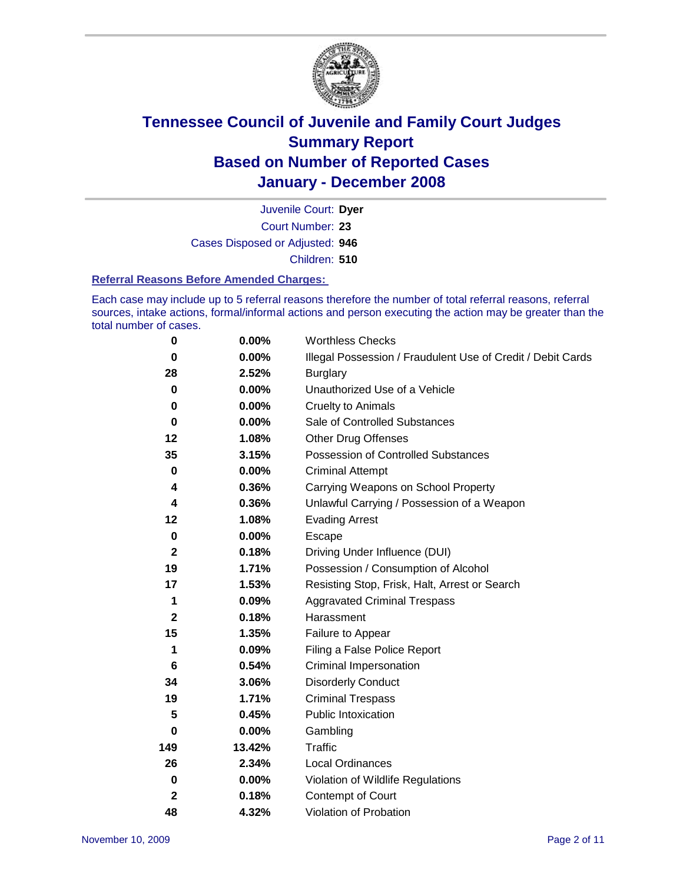# Tennessee Council of Juvenile and Family Court Judges
## Summary Report
## Based on Number of Reported Cases
## January - December 2008

Juvenile Court: **Dyer**
Court Number: **23**
Cases Disposed or Adjusted: **946**
Children: **510**

### Referral Reasons Before Amended Charges:

Each case may include up to 5 referral reasons therefore the number of total referral reasons, referral sources, intake actions, formal/informal actions and person executing the action may be greater than the total number of cases.

| Count | Percent | Reason |
|---|---|---|
| 0 | 0.00% | Worthless Checks |
| 0 | 0.00% | Illegal Possession / Fraudulent Use of Credit / Debit Cards |
| 28 | 2.52% | Burglary |
| 0 | 0.00% | Unauthorized Use of a Vehicle |
| 0 | 0.00% | Cruelty to Animals |
| 0 | 0.00% | Sale of Controlled Substances |
| 12 | 1.08% | Other Drug Offenses |
| 35 | 3.15% | Possession of Controlled Substances |
| 0 | 0.00% | Criminal Attempt |
| 4 | 0.36% | Carrying Weapons on School Property |
| 4 | 0.36% | Unlawful Carrying / Possession of a Weapon |
| 12 | 1.08% | Evading Arrest |
| 0 | 0.00% | Escape |
| 2 | 0.18% | Driving Under Influence (DUI) |
| 19 | 1.71% | Possession / Consumption of Alcohol |
| 17 | 1.53% | Resisting Stop, Frisk, Halt, Arrest or Search |
| 1 | 0.09% | Aggravated Criminal Trespass |
| 2 | 0.18% | Harassment |
| 15 | 1.35% | Failure to Appear |
| 1 | 0.09% | Filing a False Police Report |
| 6 | 0.54% | Criminal Impersonation |
| 34 | 3.06% | Disorderly Conduct |
| 19 | 1.71% | Criminal Trespass |
| 5 | 0.45% | Public Intoxication |
| 0 | 0.00% | Gambling |
| 149 | 13.42% | Traffic |
| 26 | 2.34% | Local Ordinances |
| 0 | 0.00% | Violation of Wildlife Regulations |
| 2 | 0.18% | Contempt of Court |
| 48 | 4.32% | Violation of Probation |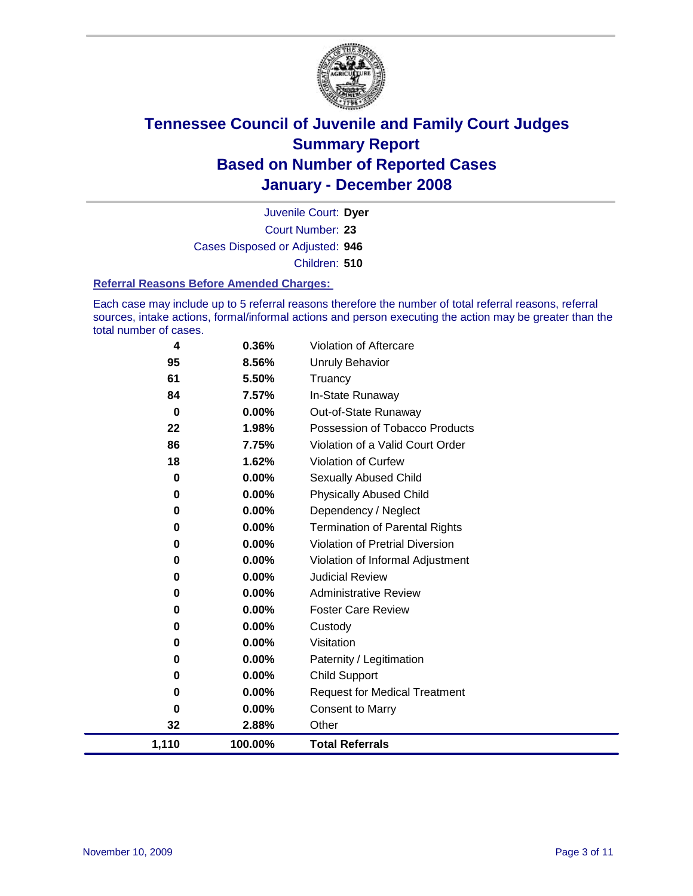# Tennessee Council of Juvenile and Family Court Judges
## Summary Report
## Based on Number of Reported Cases
## January - December 2008

Juvenile Court: **Dyer**
Court Number: **23**
Cases Disposed or Adjusted: **946**
Children: **510**

### Referral Reasons Before Amended Charges:

Each case may include up to 5 referral reasons therefore the number of total referral reasons, referral sources, intake actions, formal/informal actions and person executing the action may be greater than the total number of cases.

| | | |
|---|---|---|
| 4 | 0.36% | Violation of Aftercare |
| 95 | 8.56% | Unruly Behavior |
| 61 | 5.50% | Truancy |
| 84 | 7.57% | In-State Runaway |
| 0 | 0.00% | Out-of-State Runaway |
| 22 | 1.98% | Possession of Tobacco Products |
| 86 | 7.75% | Violation of a Valid Court Order |
| 18 | 1.62% | Violation of Curfew |
| 0 | 0.00% | Sexually Abused Child |
| 0 | 0.00% | Physically Abused Child |
| 0 | 0.00% | Dependency / Neglect |
| 0 | 0.00% | Termination of Parental Rights |
| 0 | 0.00% | Violation of Pretrial Diversion |
| 0 | 0.00% | Violation of Informal Adjustment |
| 0 | 0.00% | Judicial Review |
| 0 | 0.00% | Administrative Review |
| 0 | 0.00% | Foster Care Review |
| 0 | 0.00% | Custody |
| 0 | 0.00% | Visitation |
| 0 | 0.00% | Paternity / Legitimation |
| 0 | 0.00% | Child Support |
| 0 | 0.00% | Request for Medical Treatment |
| 0 | 0.00% | Consent to Marry |
| 32 | 2.88% | Other |
| **1,110** | **100.00%** | **Total Referrals** |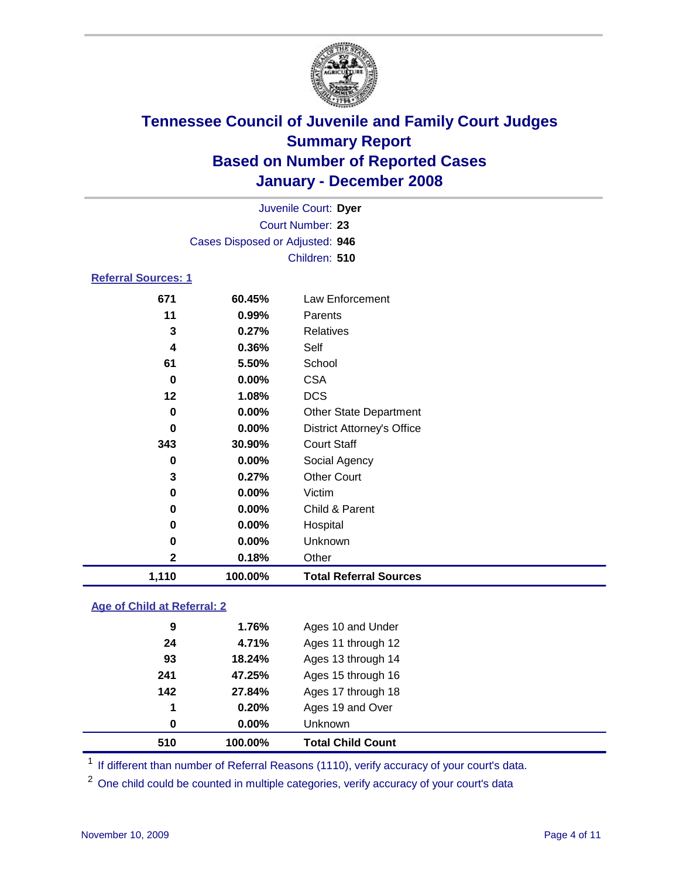# Tennessee Council of Juvenile and Family Court Judges
## Summary Report
## Based on Number of Reported Cases
## January - December 2008

Juvenile Court: **Dyer**
Court Number: **23**
Cases Disposed or Adjusted: **946**
Children: **510**

### Referral Sources: 1

| | | |
|---|---|---|
| 671 | 60.45% | Law Enforcement |
| 11 | 0.99% | Parents |
| 3 | 0.27% | Relatives |
| 4 | 0.36% | Self |
| 61 | 5.50% | School |
| 0 | 0.00% | CSA |
| 12 | 1.08% | DCS |
| 0 | 0.00% | Other State Department |
| 0 | 0.00% | District Attorney's Office |
| 343 | 30.90% | Court Staff |
| 0 | 0.00% | Social Agency |
| 3 | 0.27% | Other Court |
| 0 | 0.00% | Victim |
| 0 | 0.00% | Child & Parent |
| 0 | 0.00% | Hospital |
| 0 | 0.00% | Unknown |
| 2 | 0.18% | Other |
| **1,110** | **100.00%** | **Total Referral Sources** |

### Age of Child at Referral: 2

| | | |
|---|---|---|
| 9 | 1.76% | Ages 10 and Under |
| 24 | 4.71% | Ages 11 through 12 |
| 93 | 18.24% | Ages 13 through 14 |
| 241 | 47.25% | Ages 15 through 16 |
| 142 | 27.84% | Ages 17 through 18 |
| 1 | 0.20% | Ages 19 and Over |
| 0 | 0.00% | Unknown |
| **510** | **100.00%** | **Total Child Count** |

[1] If different than number of Referral Reasons (1110), verify accuracy of your court's data.

[2] One child could be counted in multiple categories, verify accuracy of your court's data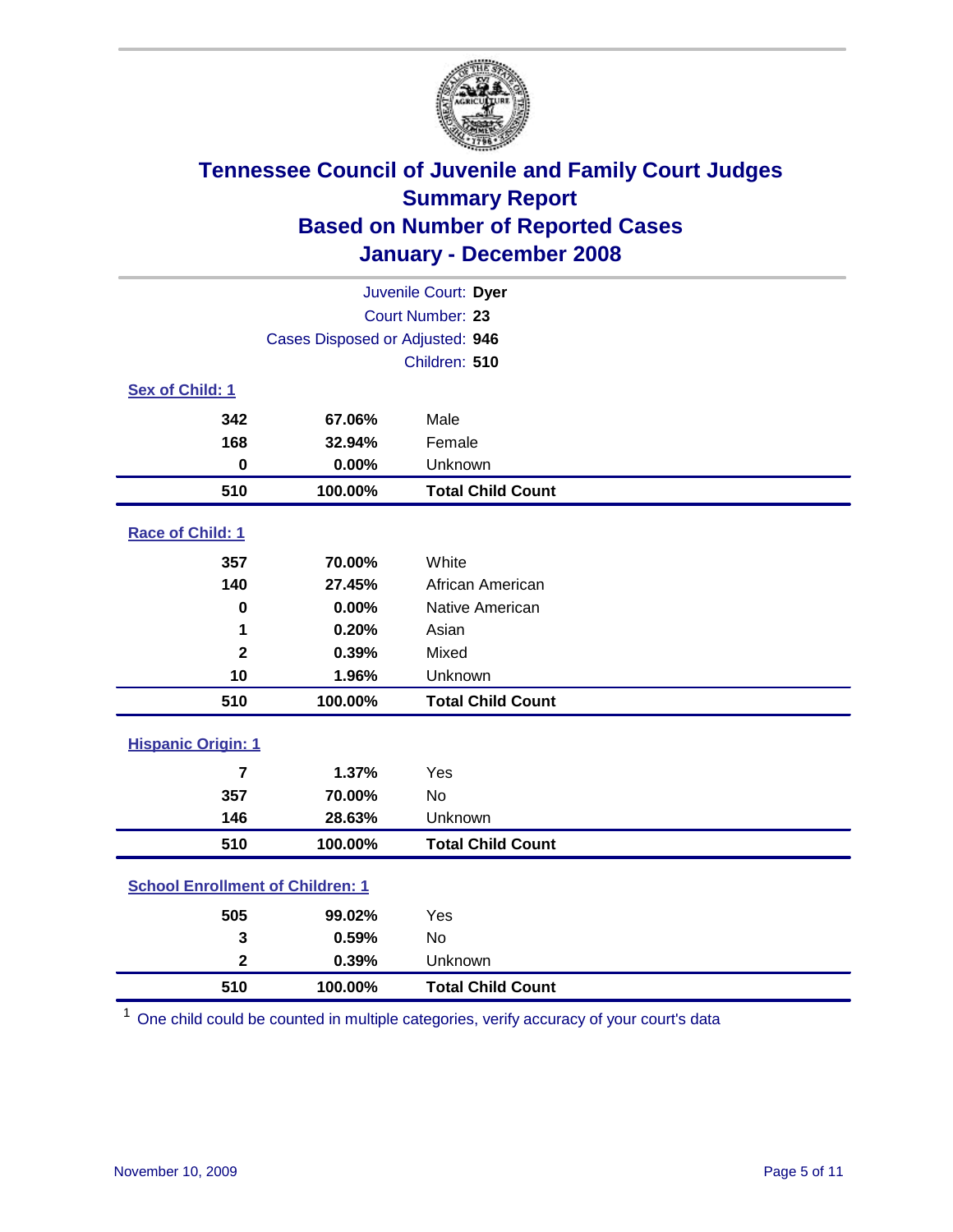# Tennessee Council of Juvenile and Family Court Judges
## Summary Report
## Based on Number of Reported Cases
## January - December 2008

Juvenile Court: **Dyer**

Court Number: **23**

Cases Disposed or Adjusted: **946**

Children: **510**

### Sex of Child: 1

| | | |
|---|---|---|
| 342 | 67.06% | Male |
| 168 | 32.94% | Female |
| 0 | 0.00% | Unknown |
| **510** | **100.00%** | **Total Child Count** |

### Race of Child: 1

| | | |
|---|---|---|
| 357 | 70.00% | White |
| 140 | 27.45% | African American |
| 0 | 0.00% | Native American |
| 1 | 0.20% | Asian |
| 2 | 0.39% | Mixed |
| 10 | 1.96% | Unknown |
| **510** | **100.00%** | **Total Child Count** |

### Hispanic Origin: 1

| | | |
|---|---|---|
| 7 | 1.37% | Yes |
| 357 | 70.00% | No |
| 146 | 28.63% | Unknown |
| **510** | **100.00%** | **Total Child Count** |

### School Enrollment of Children: 1

| | | |
|---|---|---|
| 505 | 99.02% | Yes |
| 3 | 0.59% | No |
| 2 | 0.39% | Unknown |
| **510** | **100.00%** | **Total Child Count** |

[1] One child could be counted in multiple categories, verify accuracy of your court's data

November 10, 2009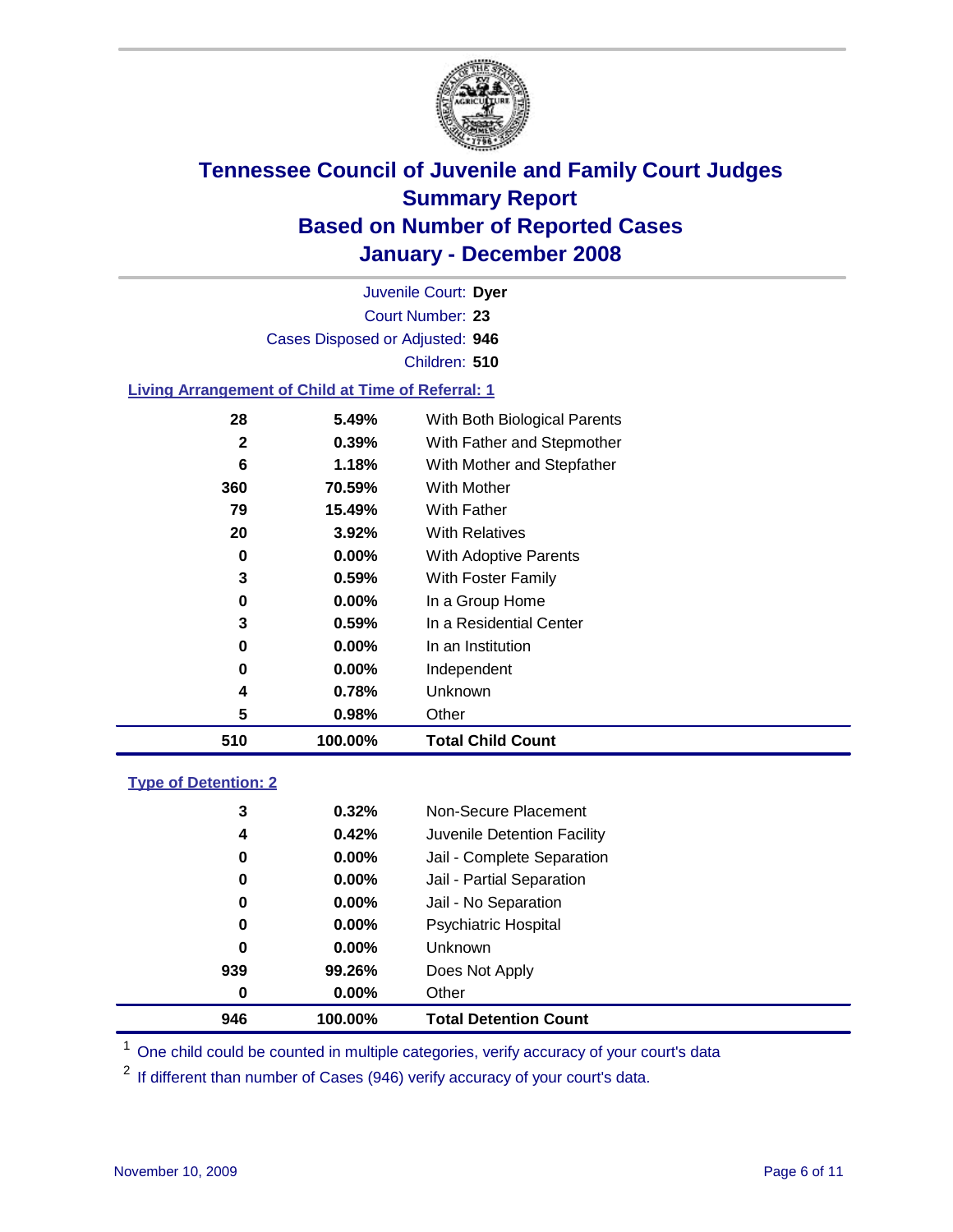# Tennessee Council of Juvenile and Family Court Judges
## Summary Report
## Based on Number of Reported Cases
## January - December 2008

Juvenile Court: **Dyer**
Court Number: **23**
Cases Disposed or Adjusted: **946**
Children: **510**

### Living Arrangement of Child at Time of Referral: 1

| Count | Percent | Category |
|---|---|---|
| 28 | 5.49% | With Both Biological Parents |
| 2 | 0.39% | With Father and Stepmother |
| 6 | 1.18% | With Mother and Stepfather |
| 360 | 70.59% | With Mother |
| 79 | 15.49% | With Father |
| 20 | 3.92% | With Relatives |
| 0 | 0.00% | With Adoptive Parents |
| 3 | 0.59% | With Foster Family |
| 0 | 0.00% | In a Group Home |
| 3 | 0.59% | In a Residential Center |
| 0 | 0.00% | In an Institution |
| 0 | 0.00% | Independent |
| 4 | 0.78% | Unknown |
| 5 | 0.98% | Other |
| **510** | **100.00%** | **Total Child Count** |

### Type of Detention: 2

| Count | Percent | Category |
|---|---|---|
| 3 | 0.32% | Non-Secure Placement |
| 4 | 0.42% | Juvenile Detention Facility |
| 0 | 0.00% | Jail - Complete Separation |
| 0 | 0.00% | Jail - Partial Separation |
| 0 | 0.00% | Jail - No Separation |
| 0 | 0.00% | Psychiatric Hospital |
| 0 | 0.00% | Unknown |
| 939 | 99.26% | Does Not Apply |
| 0 | 0.00% | Other |
| **946** | **100.00%** | **Total Detention Count** |

[1] One child could be counted in multiple categories, verify accuracy of your court's data

[2] If different than number of Cases (946) verify accuracy of your court's data.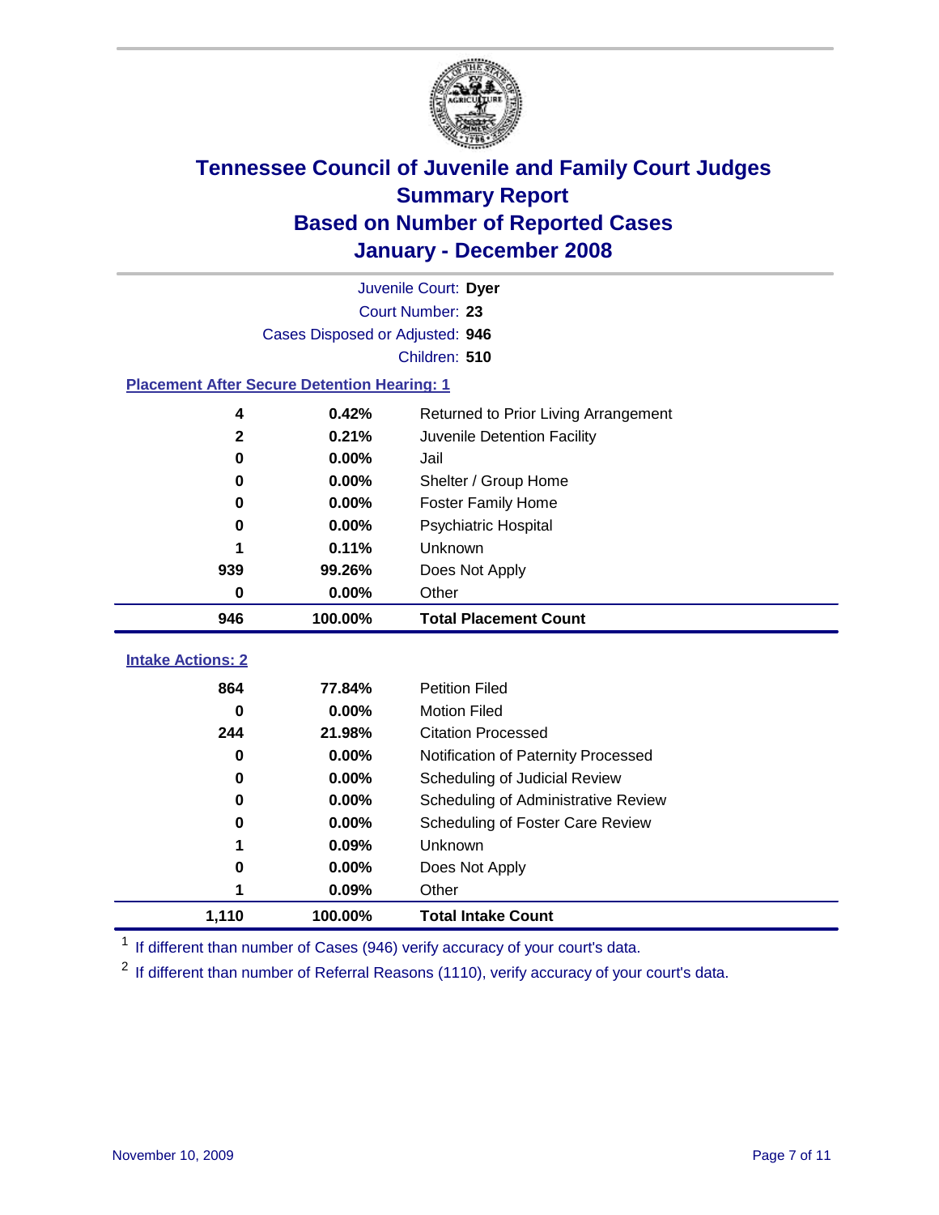# Tennessee Council of Juvenile and Family Court Judges
## Summary Report
## Based on Number of Reported Cases
## January - December 2008

Juvenile Court: **Dyer**
Court Number: **23**
Cases Disposed or Adjusted: **946**
Children: **510**

### Placement After Secure Detention Hearing: 1

| Count | Percent | Placement |
|---|---|---|
| 4 | 0.42% | Returned to Prior Living Arrangement |
| 2 | 0.21% | Juvenile Detention Facility |
| 0 | 0.00% | Jail |
| 0 | 0.00% | Shelter / Group Home |
| 0 | 0.00% | Foster Family Home |
| 0 | 0.00% | Psychiatric Hospital |
| 1 | 0.11% | Unknown |
| 939 | 99.26% | Does Not Apply |
| 0 | 0.00% | Other |
| **946** | **100.00%** | **Total Placement Count** |

### Intake Actions: 2

| Count | Percent | Intake Action |
|---|---|---|
| 864 | 77.84% | Petition Filed |
| 0 | 0.00% | Motion Filed |
| 244 | 21.98% | Citation Processed |
| 0 | 0.00% | Notification of Paternity Processed |
| 0 | 0.00% | Scheduling of Judicial Review |
| 0 | 0.00% | Scheduling of Administrative Review |
| 0 | 0.00% | Scheduling of Foster Care Review |
| 1 | 0.09% | Unknown |
| 0 | 0.00% | Does Not Apply |
| 1 | 0.09% | Other |
| **1,110** | **100.00%** | **Total Intake Count** |

[1] If different than number of Cases (946) verify accuracy of your court's data.

[2] If different than number of Referral Reasons (1110), verify accuracy of your court's data.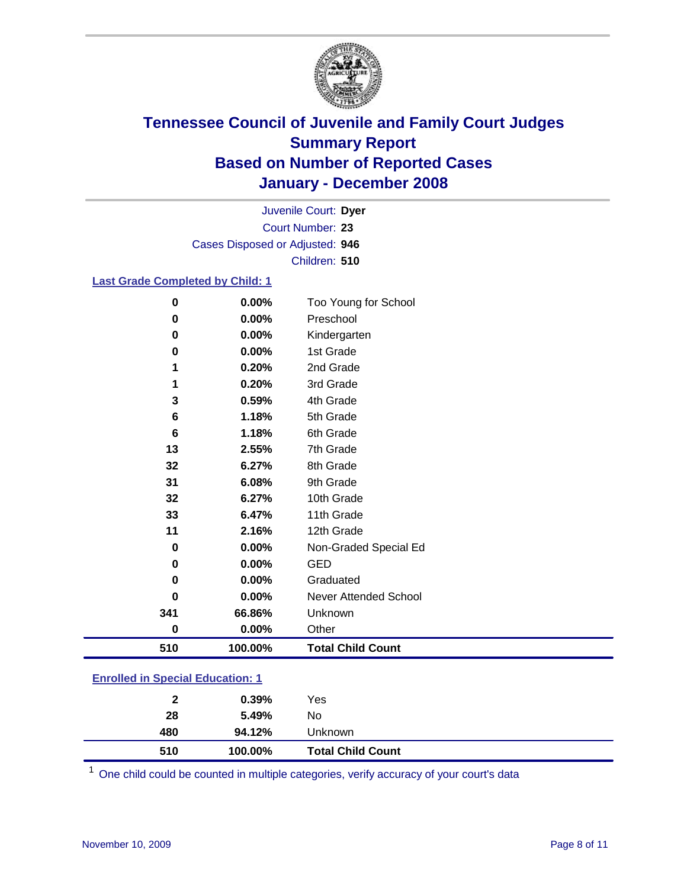# Tennessee Council of Juvenile and Family Court Judges
## Summary Report
## Based on Number of Reported Cases
## January - December 2008

Juvenile Court: **Dyer**
Court Number: **23**
Cases Disposed or Adjusted: **946**
Children: **510**

### Last Grade Completed by Child: 1

| Count | Percent | Category |
|---|---|---|
| 0 | 0.00% | Too Young for School |
| 0 | 0.00% | Preschool |
| 0 | 0.00% | Kindergarten |
| 0 | 0.00% | 1st Grade |
| 1 | 0.20% | 2nd Grade |
| 1 | 0.20% | 3rd Grade |
| 3 | 0.59% | 4th Grade |
| 6 | 1.18% | 5th Grade |
| 6 | 1.18% | 6th Grade |
| 13 | 2.55% | 7th Grade |
| 32 | 6.27% | 8th Grade |
| 31 | 6.08% | 9th Grade |
| 32 | 6.27% | 10th Grade |
| 33 | 6.47% | 11th Grade |
| 11 | 2.16% | 12th Grade |
| 0 | 0.00% | Non-Graded Special Ed |
| 0 | 0.00% | GED |
| 0 | 0.00% | Graduated |
| 0 | 0.00% | Never Attended School |
| 341 | 66.86% | Unknown |
| 0 | 0.00% | Other |
| **510** | **100.00%** | **Total Child Count** |

### Enrolled in Special Education: 1

| Count | Percent | Category |
|---|---|---|
| 2 | 0.39% | Yes |
| 28 | 5.49% | No |
| 480 | 94.12% | Unknown |
| **510** | **100.00%** | **Total Child Count** |

[1] One child could be counted in multiple categories, verify accuracy of your court's data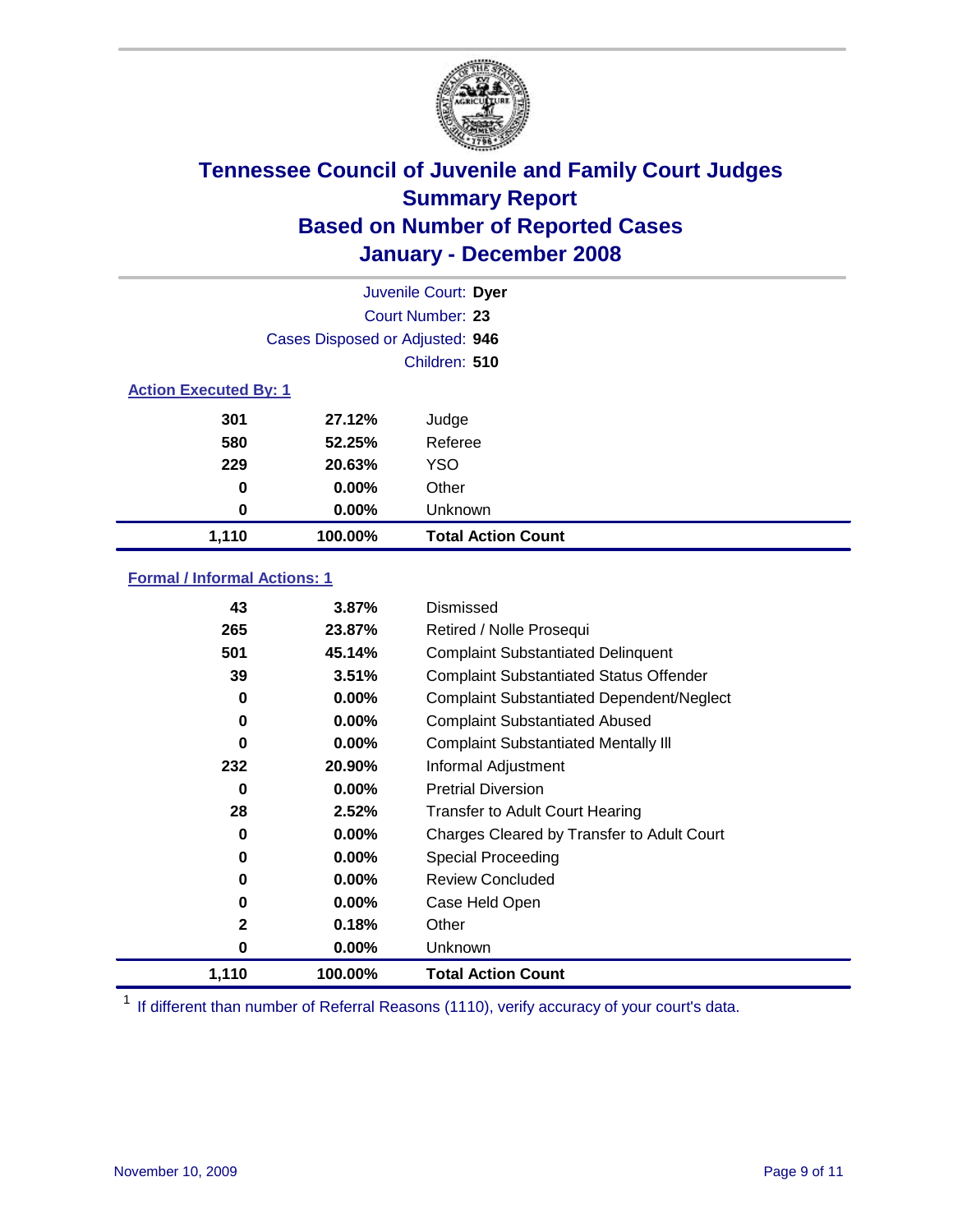# Tennessee Council of Juvenile and Family Court Judges
## Summary Report
## Based on Number of Reported Cases
## January - December 2008

Juvenile Court: **Dyer**
Court Number: **23**
Cases Disposed or Adjusted: **946**
Children: **510**

### Action Executed By: 1

| Count | Percent | Action Executed By |
|---|---|---|
| 301 | 27.12% | Judge |
| 580 | 52.25% | Referee |
| 229 | 20.63% | YSO |
| 0 | 0.00% | Other |
| 0 | 0.00% | Unknown |
| **1,110** | **100.00%** | **Total Action Count** |

### Formal / Informal Actions: 1

| Count | Percent | Action |
|---|---|---|
| 43 | 3.87% | Dismissed |
| 265 | 23.87% | Retired / Nolle Prosequi |
| 501 | 45.14% | Complaint Substantiated Delinquent |
| 39 | 3.51% | Complaint Substantiated Status Offender |
| 0 | 0.00% | Complaint Substantiated Dependent/Neglect |
| 0 | 0.00% | Complaint Substantiated Abused |
| 0 | 0.00% | Complaint Substantiated Mentally Ill |
| 232 | 20.90% | Informal Adjustment |
| 0 | 0.00% | Pretrial Diversion |
| 28 | 2.52% | Transfer to Adult Court Hearing |
| 0 | 0.00% | Charges Cleared by Transfer to Adult Court |
| 0 | 0.00% | Special Proceeding |
| 0 | 0.00% | Review Concluded |
| 0 | 0.00% | Case Held Open |
| 2 | 0.18% | Other |
| 0 | 0.00% | Unknown |
| **1,110** | **100.00%** | **Total Action Count** |

[1] If different than number of Referral Reasons (1110), verify accuracy of your court's data.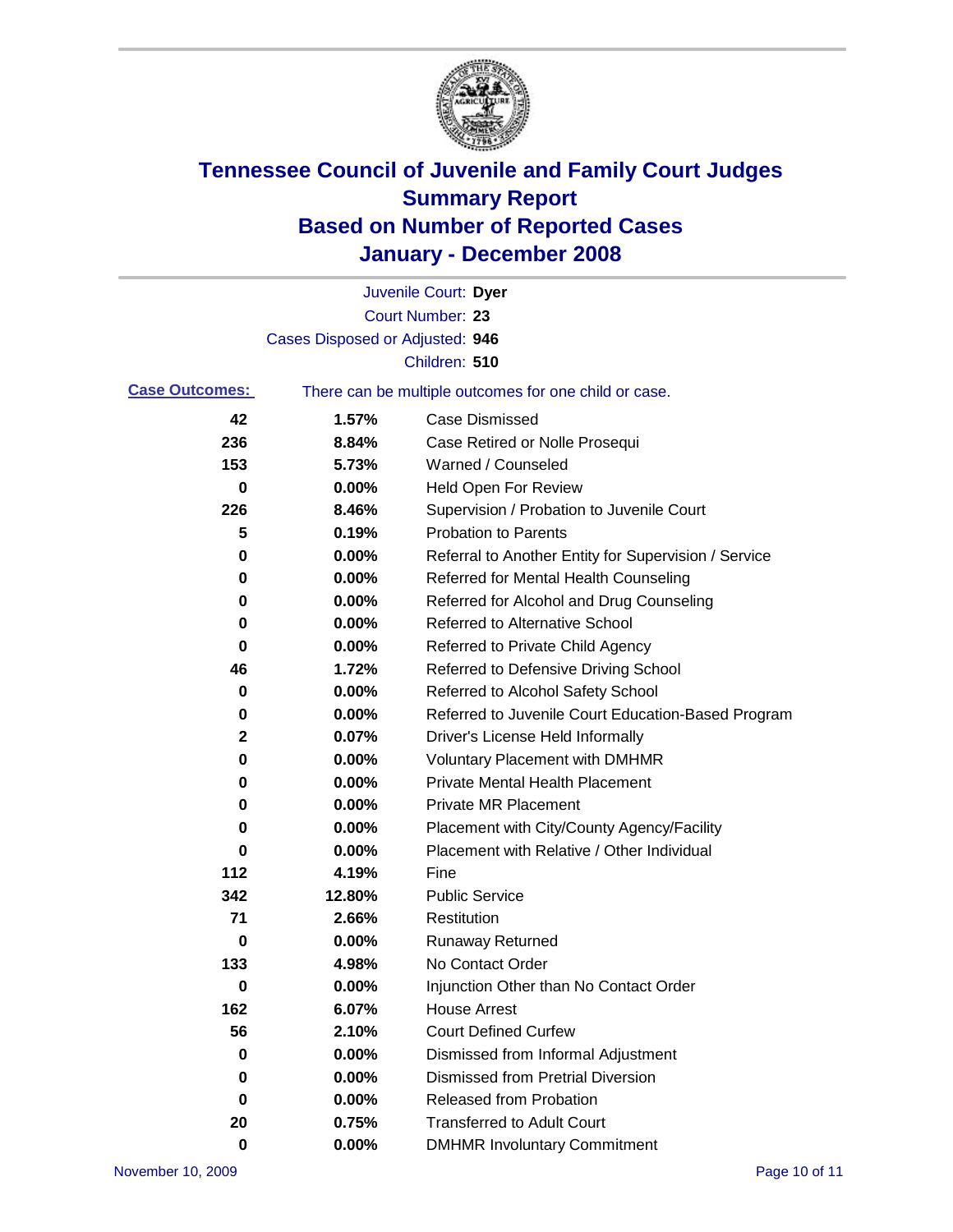# Tennessee Council of Juvenile and Family Court Judges
# Summary Report
# Based on Number of Reported Cases
# January - December 2008

Juvenile Court: **Dyer**
Court Number: **23**
Cases Disposed or Adjusted: **946**
Children: **510**

**Case Outcomes:** There can be multiple outcomes for one child or case.

| Count | Percent | Outcome |
|---|---|---|
| 42 | 1.57% | Case Dismissed |
| 236 | 8.84% | Case Retired or Nolle Prosequi |
| 153 | 5.73% | Warned / Counseled |
| 0 | 0.00% | Held Open For Review |
| 226 | 8.46% | Supervision / Probation to Juvenile Court |
| 5 | 0.19% | Probation to Parents |
| 0 | 0.00% | Referral to Another Entity for Supervision / Service |
| 0 | 0.00% | Referred for Mental Health Counseling |
| 0 | 0.00% | Referred for Alcohol and Drug Counseling |
| 0 | 0.00% | Referred to Alternative School |
| 0 | 0.00% | Referred to Private Child Agency |
| 46 | 1.72% | Referred to Defensive Driving School |
| 0 | 0.00% | Referred to Alcohol Safety School |
| 0 | 0.00% | Referred to Juvenile Court Education-Based Program |
| 2 | 0.07% | Driver's License Held Informally |
| 0 | 0.00% | Voluntary Placement with DMHMR |
| 0 | 0.00% | Private Mental Health Placement |
| 0 | 0.00% | Private MR Placement |
| 0 | 0.00% | Placement with City/County Agency/Facility |
| 0 | 0.00% | Placement with Relative / Other Individual |
| 112 | 4.19% | Fine |
| 342 | 12.80% | Public Service |
| 71 | 2.66% | Restitution |
| 0 | 0.00% | Runaway Returned |
| 133 | 4.98% | No Contact Order |
| 0 | 0.00% | Injunction Other than No Contact Order |
| 162 | 6.07% | House Arrest |
| 56 | 2.10% | Court Defined Curfew |
| 0 | 0.00% | Dismissed from Informal Adjustment |
| 0 | 0.00% | Dismissed from Pretrial Diversion |
| 0 | 0.00% | Released from Probation |
| 20 | 0.75% | Transferred to Adult Court |
| 0 | 0.00% | DMHMR Involuntary Commitment |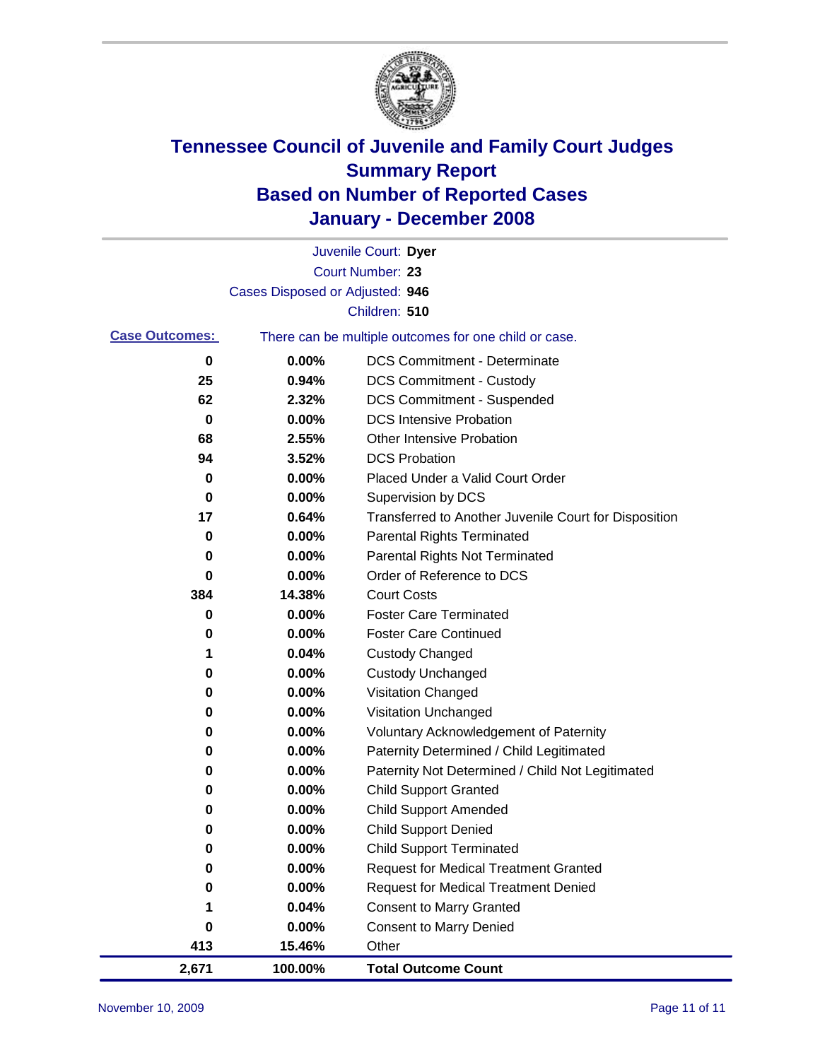# Tennessee Council of Juvenile and Family Court Judges
## Summary Report
## Based on Number of Reported Cases
## January - December 2008

Juvenile Court: **Dyer**

Court Number: **23**

Cases Disposed or Adjusted: **946**

Children: **510**

**Case Outcomes:** There can be multiple outcomes for one child or case.

| | | |
|---|---|---|
| 0 | 0.00% | DCS Commitment - Determinate |
| 25 | 0.94% | DCS Commitment - Custody |
| 62 | 2.32% | DCS Commitment - Suspended |
| 0 | 0.00% | DCS Intensive Probation |
| 68 | 2.55% | Other Intensive Probation |
| 94 | 3.52% | DCS Probation |
| 0 | 0.00% | Placed Under a Valid Court Order |
| 0 | 0.00% | Supervision by DCS |
| 17 | 0.64% | Transferred to Another Juvenile Court for Disposition |
| 0 | 0.00% | Parental Rights Terminated |
| 0 | 0.00% | Parental Rights Not Terminated |
| 0 | 0.00% | Order of Reference to DCS |
| 384 | 14.38% | Court Costs |
| 0 | 0.00% | Foster Care Terminated |
| 0 | 0.00% | Foster Care Continued |
| 1 | 0.04% | Custody Changed |
| 0 | 0.00% | Custody Unchanged |
| 0 | 0.00% | Visitation Changed |
| 0 | 0.00% | Visitation Unchanged |
| 0 | 0.00% | Voluntary Acknowledgement of Paternity |
| 0 | 0.00% | Paternity Determined / Child Legitimated |
| 0 | 0.00% | Paternity Not Determined / Child Not Legitimated |
| 0 | 0.00% | Child Support Granted |
| 0 | 0.00% | Child Support Amended |
| 0 | 0.00% | Child Support Denied |
| 0 | 0.00% | Child Support Terminated |
| 0 | 0.00% | Request for Medical Treatment Granted |
| 0 | 0.00% | Request for Medical Treatment Denied |
| 1 | 0.04% | Consent to Marry Granted |
| 0 | 0.00% | Consent to Marry Denied |
| 413 | 15.46% | Other |
| **2,671** | **100.00%** | **Total Outcome Count** |